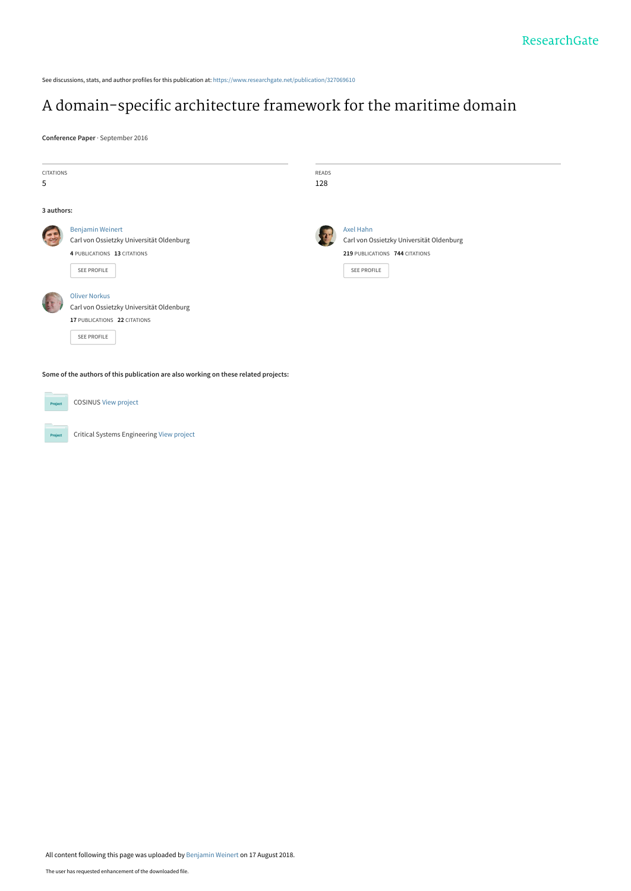See discussions, stats, and author profiles for this publication at: https://www.researchgate.net/publication/327069610

# A domain-specific architecture framework for the maritime domain

**Conference Paper** · September 2016

| CITATIONS | READS |
| --- | --- |
| 5 | 128 |

**3 authors:**

**Benjamin Weinert**
Carl von Ossietzky Universität Oldenburg
4 PUBLICATIONS 13 CITATIONS
SEE PROFILE

**Axel Hahn**
Carl von Ossietzky Universität Oldenburg
219 PUBLICATIONS 744 CITATIONS
SEE PROFILE

**Oliver Norkus**
Carl von Ossietzky Universität Oldenburg
17 PUBLICATIONS 22 CITATIONS
SEE PROFILE

**Some of the authors of this publication are also working on these related projects:**

- COSINUS View project
- Critical Systems Engineering View project

All content following this page was uploaded by Benjamin Weinert on 17 August 2018.

The user has requested enhancement of the downloaded file.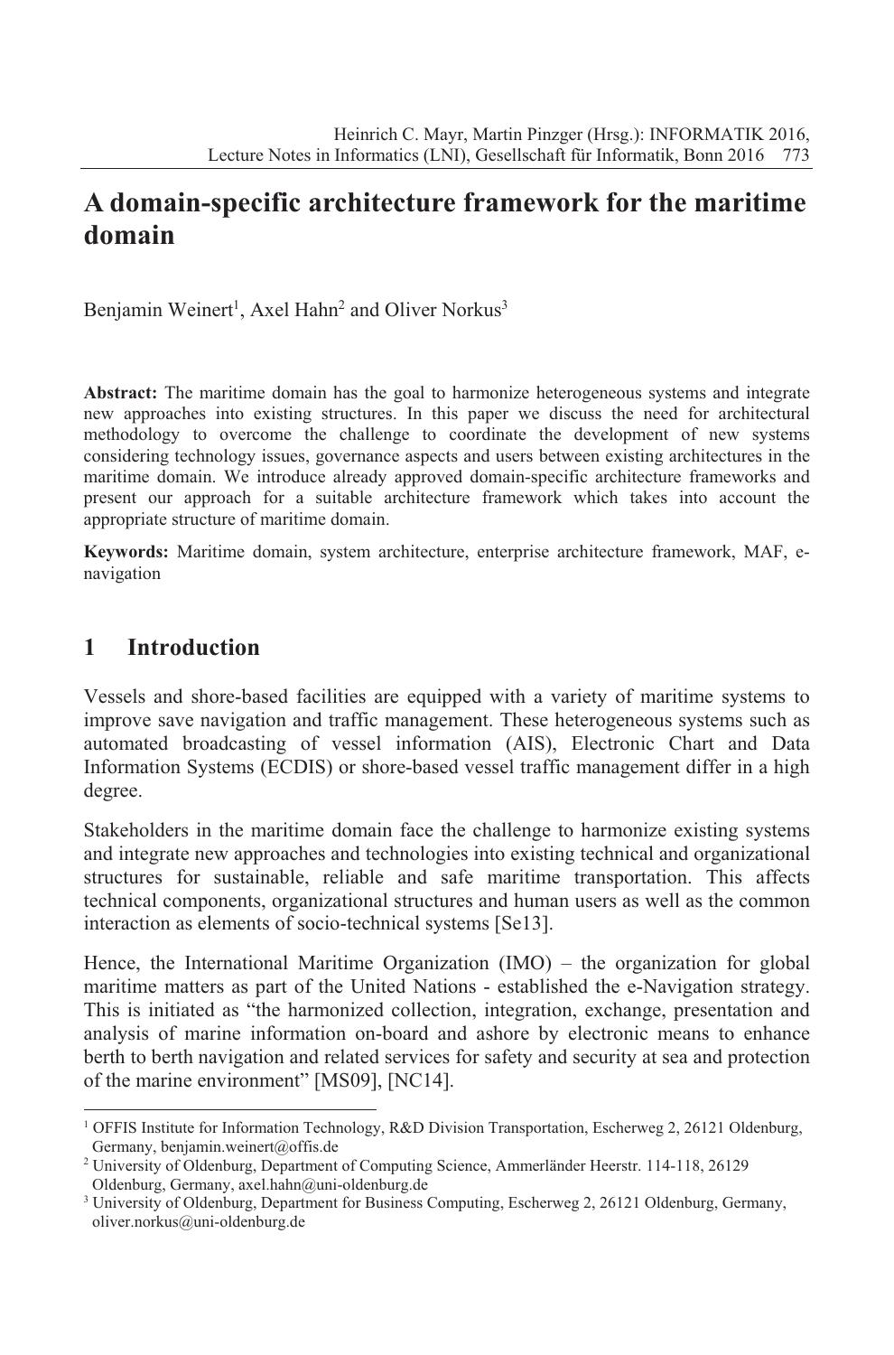# A domain-specific architecture framework for the maritime domain

Benjamin Weinert[1], Axel Hahn[2] and Oliver Norkus[3]

**Abstract:** The maritime domain has the goal to harmonize heterogeneous systems and integrate new approaches into existing structures. In this paper we discuss the need for architectural methodology to overcome the challenge to coordinate the development of new systems considering technology issues, governance aspects and users between existing architectures in the maritime domain. We introduce already approved domain-specific architecture frameworks and present our approach for a suitable architecture framework which takes into account the appropriate structure of maritime domain.

**Keywords:** Maritime domain, system architecture, enterprise architecture framework, MAF, e-navigation

## 1 Introduction

Vessels and shore-based facilities are equipped with a variety of maritime systems to improve save navigation and traffic management. These heterogeneous systems such as automated broadcasting of vessel information (AIS), Electronic Chart and Data Information Systems (ECDIS) or shore-based vessel traffic management differ in a high degree.

Stakeholders in the maritime domain face the challenge to harmonize existing systems and integrate new approaches and technologies into existing technical and organizational structures for sustainable, reliable and safe maritime transportation. This affects technical components, organizational structures and human users as well as the common interaction as elements of socio-technical systems [Se13].

Hence, the International Maritime Organization (IMO) – the organization for global maritime matters as part of the United Nations - established the e-Navigation strategy. This is initiated as "the harmonized collection, integration, exchange, presentation and analysis of marine information on-board and ashore by electronic means to enhance berth to berth navigation and related services for safety and security at sea and protection of the marine environment" [MS09], [NC14].

---

[1] OFFIS Institute for Information Technology, R&D Division Transportation, Escherweg 2, 26121 Oldenburg, Germany, benjamin.weinert@offis.de

[2] University of Oldenburg, Department of Computing Science, Ammerländer Heerstr. 114-118, 26129 Oldenburg, Germany, axel.hahn@uni-oldenburg.de

[3] University of Oldenburg, Department for Business Computing, Escherweg 2, 26121 Oldenburg, Germany, oliver.norkus@uni-oldenburg.de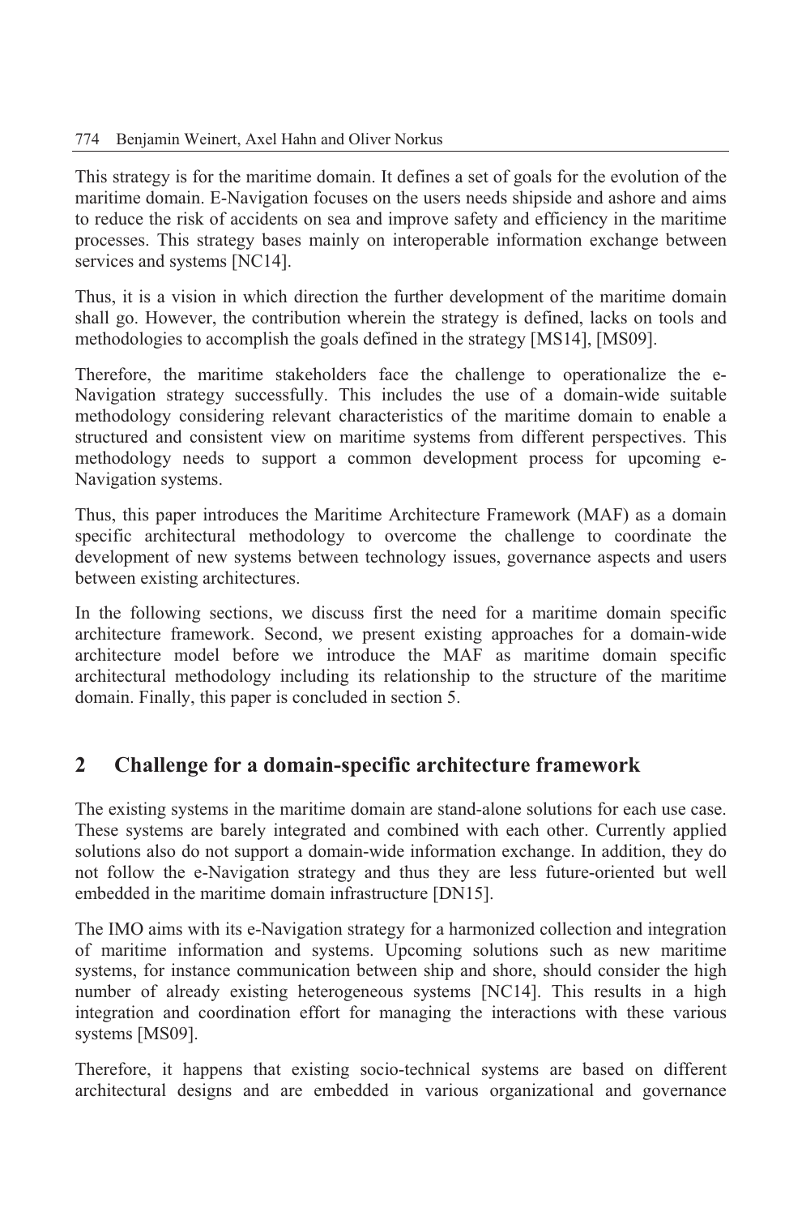This strategy is for the maritime domain. It defines a set of goals for the evolution of the maritime domain. E-Navigation focuses on the users needs shipside and ashore and aims to reduce the risk of accidents on sea and improve safety and efficiency in the maritime processes. This strategy bases mainly on interoperable information exchange between services and systems [NC14].

Thus, it is a vision in which direction the further development of the maritime domain shall go. However, the contribution wherein the strategy is defined, lacks on tools and methodologies to accomplish the goals defined in the strategy [MS14], [MS09].

Therefore, the maritime stakeholders face the challenge to operationalize the e-Navigation strategy successfully. This includes the use of a domain-wide suitable methodology considering relevant characteristics of the maritime domain to enable a structured and consistent view on maritime systems from different perspectives. This methodology needs to support a common development process for upcoming e-Navigation systems.

Thus, this paper introduces the Maritime Architecture Framework (MAF) as a domain specific architectural methodology to overcome the challenge to coordinate the development of new systems between technology issues, governance aspects and users between existing architectures.

In the following sections, we discuss first the need for a maritime domain specific architecture framework. Second, we present existing approaches for a domain-wide architecture model before we introduce the MAF as maritime domain specific architectural methodology including its relationship to the structure of the maritime domain. Finally, this paper is concluded in section 5.

## 2 Challenge for a domain-specific architecture framework

The existing systems in the maritime domain are stand-alone solutions for each use case. These systems are barely integrated and combined with each other. Currently applied solutions also do not support a domain-wide information exchange. In addition, they do not follow the e-Navigation strategy and thus they are less future-oriented but well embedded in the maritime domain infrastructure [DN15].

The IMO aims with its e-Navigation strategy for a harmonized collection and integration of maritime information and systems. Upcoming solutions such as new maritime systems, for instance communication between ship and shore, should consider the high number of already existing heterogeneous systems [NC14]. This results in a high integration and coordination effort for managing the interactions with these various systems [MS09].

Therefore, it happens that existing socio-technical systems are based on different architectural designs and are embedded in various organizational and governance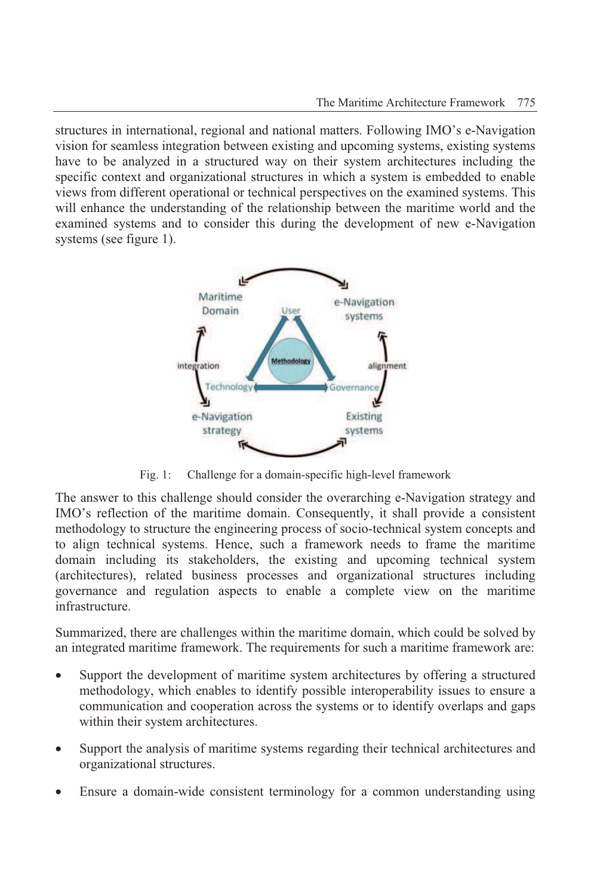structures in international, regional and national matters. Following IMO's e-Navigation vision for seamless integration between existing and upcoming systems, existing systems have to be analyzed in a structured way on their system architectures including the specific context and organizational structures in which a system is embedded to enable views from different operational or technical perspectives on the examined systems. This will enhance the understanding of the relationship between the maritime world and the examined systems and to consider this during the development of new e-Navigation systems (see figure 1).

Fig. 1: Challenge for a domain-specific high-level framework

The answer to this challenge should consider the overarching e-Navigation strategy and IMO's reflection of the maritime domain. Consequently, it shall provide a consistent methodology to structure the engineering process of socio-technical system concepts and to align technical systems. Hence, such a framework needs to frame the maritime domain including its stakeholders, the existing and upcoming technical system (architectures), related business processes and organizational structures including governance and regulation aspects to enable a complete view on the maritime infrastructure.

Summarized, there are challenges within the maritime domain, which could be solved by an integrated maritime framework. The requirements for such a maritime framework are:

- Support the development of maritime system architectures by offering a structured methodology, which enables to identify possible interoperability issues to ensure a communication and cooperation across the systems or to identify overlaps and gaps within their system architectures.
- Support the analysis of maritime systems regarding their technical architectures and organizational structures.
- Ensure a domain-wide consistent terminology for a common understanding using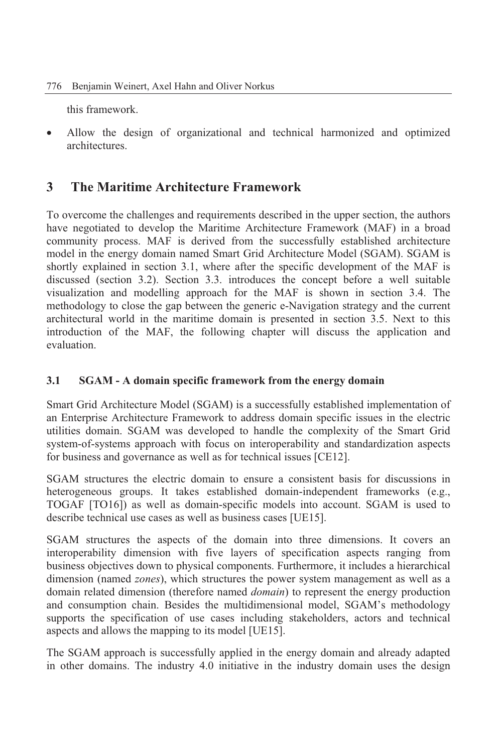this framework.

- Allow the design of organizational and technical harmonized and optimized architectures.

## 3 The Maritime Architecture Framework

To overcome the challenges and requirements described in the upper section, the authors have negotiated to develop the Maritime Architecture Framework (MAF) in a broad community process. MAF is derived from the successfully established architecture model in the energy domain named Smart Grid Architecture Model (SGAM). SGAM is shortly explained in section 3.1, where after the specific development of the MAF is discussed (section 3.2). Section 3.3. introduces the concept before a well suitable visualization and modelling approach for the MAF is shown in section 3.4. The methodology to close the gap between the generic e-Navigation strategy and the current architectural world in the maritime domain is presented in section 3.5. Next to this introduction of the MAF, the following chapter will discuss the application and evaluation.

### 3.1 SGAM - A domain specific framework from the energy domain

Smart Grid Architecture Model (SGAM) is a successfully established implementation of an Enterprise Architecture Framework to address domain specific issues in the electric utilities domain. SGAM was developed to handle the complexity of the Smart Grid system-of-systems approach with focus on interoperability and standardization aspects for business and governance as well as for technical issues [CE12].

SGAM structures the electric domain to ensure a consistent basis for discussions in heterogeneous groups. It takes established domain-independent frameworks (e.g., TOGAF [TO16]) as well as domain-specific models into account. SGAM is used to describe technical use cases as well as business cases [UE15].

SGAM structures the aspects of the domain into three dimensions. It covers an interoperability dimension with five layers of specification aspects ranging from business objectives down to physical components. Furthermore, it includes a hierarchical dimension (named *zones*), which structures the power system management as well as a domain related dimension (therefore named *domain*) to represent the energy production and consumption chain. Besides the multidimensional model, SGAM's methodology supports the specification of use cases including stakeholders, actors and technical aspects and allows the mapping to its model [UE15].

The SGAM approach is successfully applied in the energy domain and already adapted in other domains. The industry 4.0 initiative in the industry domain uses the design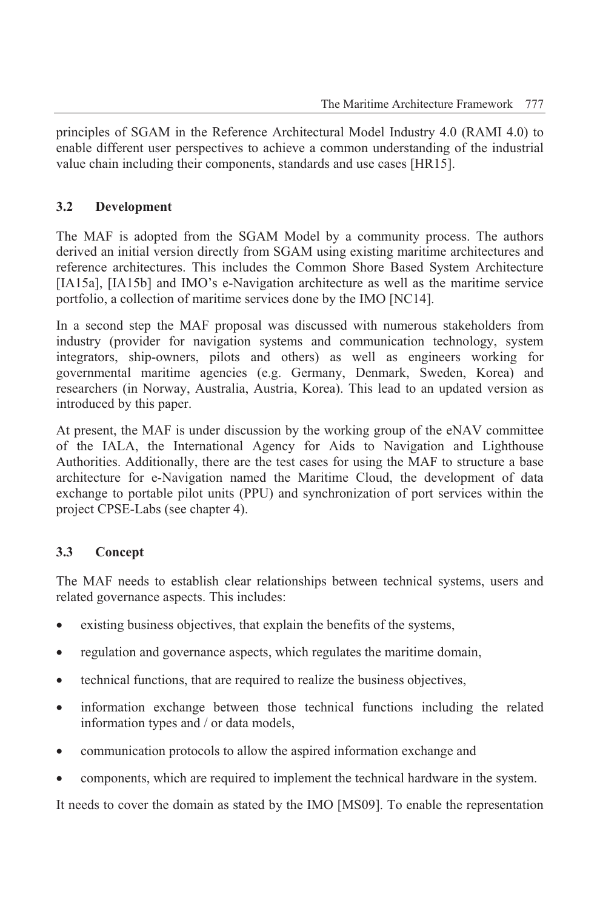principles of SGAM in the Reference Architectural Model Industry 4.0 (RAMI 4.0) to enable different user perspectives to achieve a common understanding of the industrial value chain including their components, standards and use cases [HR15].

### 3.2 Development

The MAF is adopted from the SGAM Model by a community process. The authors derived an initial version directly from SGAM using existing maritime architectures and reference architectures. This includes the Common Shore Based System Architecture [IA15a], [IA15b] and IMO's e-Navigation architecture as well as the maritime service portfolio, a collection of maritime services done by the IMO [NC14].

In a second step the MAF proposal was discussed with numerous stakeholders from industry (provider for navigation systems and communication technology, system integrators, ship-owners, pilots and others) as well as engineers working for governmental maritime agencies (e.g. Germany, Denmark, Sweden, Korea) and researchers (in Norway, Australia, Austria, Korea). This lead to an updated version as introduced by this paper.

At present, the MAF is under discussion by the working group of the eNAV committee of the IALA, the International Agency for Aids to Navigation and Lighthouse Authorities. Additionally, there are the test cases for using the MAF to structure a base architecture for e-Navigation named the Maritime Cloud, the development of data exchange to portable pilot units (PPU) and synchronization of port services within the project CPSE-Labs (see chapter 4).

### 3.3 Concept

The MAF needs to establish clear relationships between technical systems, users and related governance aspects. This includes:

- existing business objectives, that explain the benefits of the systems,
- regulation and governance aspects, which regulates the maritime domain,
- technical functions, that are required to realize the business objectives,
- information exchange between those technical functions including the related information types and / or data models,
- communication protocols to allow the aspired information exchange and
- components, which are required to implement the technical hardware in the system.

It needs to cover the domain as stated by the IMO [MS09]. To enable the representation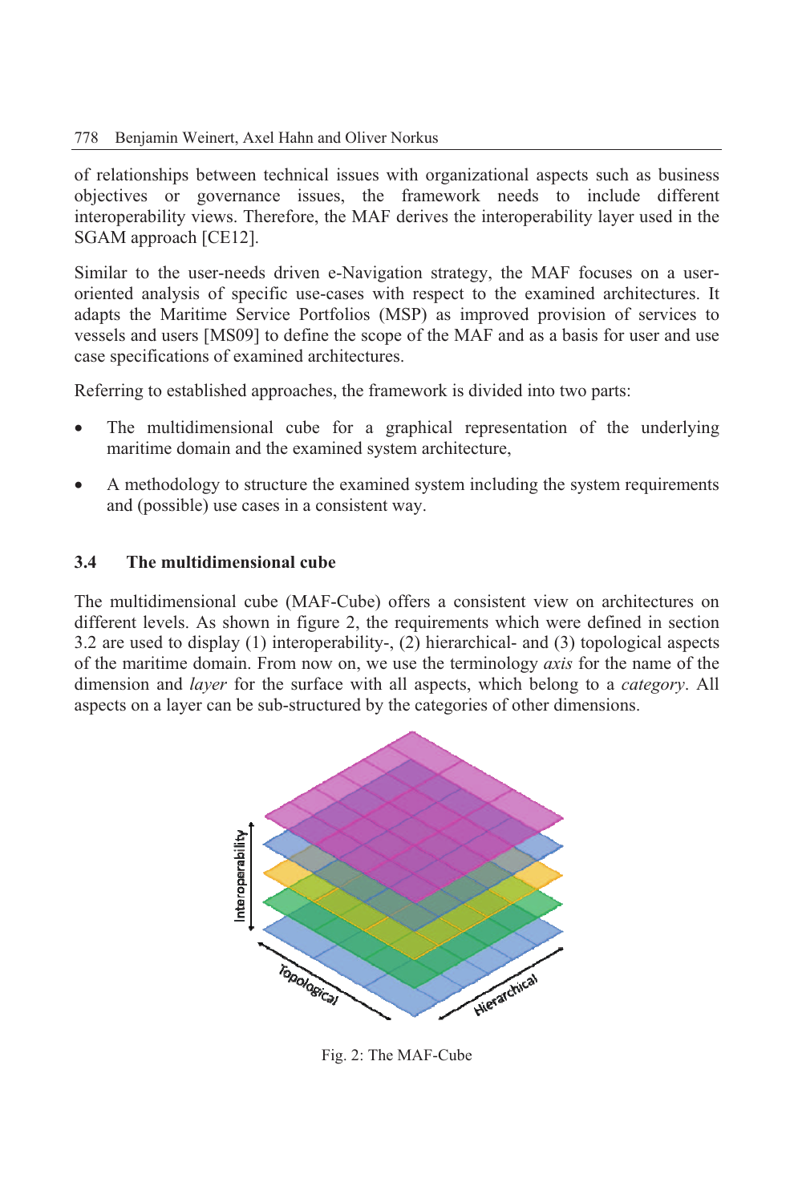of relationships between technical issues with organizational aspects such as business objectives or governance issues, the framework needs to include different interoperability views. Therefore, the MAF derives the interoperability layer used in the SGAM approach [CE12].

Similar to the user-needs driven e-Navigation strategy, the MAF focuses on a user-oriented analysis of specific use-cases with respect to the examined architectures. It adapts the Maritime Service Portfolios (MSP) as improved provision of services to vessels and users [MS09] to define the scope of the MAF and as a basis for user and use case specifications of examined architectures.

Referring to established approaches, the framework is divided into two parts:

- The multidimensional cube for a graphical representation of the underlying maritime domain and the examined system architecture,
- A methodology to structure the examined system including the system requirements and (possible) use cases in a consistent way.

### 3.4 The multidimensional cube

The multidimensional cube (MAF-Cube) offers a consistent view on architectures on different levels. As shown in figure 2, the requirements which were defined in section 3.2 are used to display (1) interoperability-, (2) hierarchical- and (3) topological aspects of the maritime domain. From now on, we use the terminology *axis* for the name of the dimension and *layer* for the surface with all aspects, which belong to a *category*. All aspects on a layer can be sub-structured by the categories of other dimensions.

Fig. 2: The MAF-Cube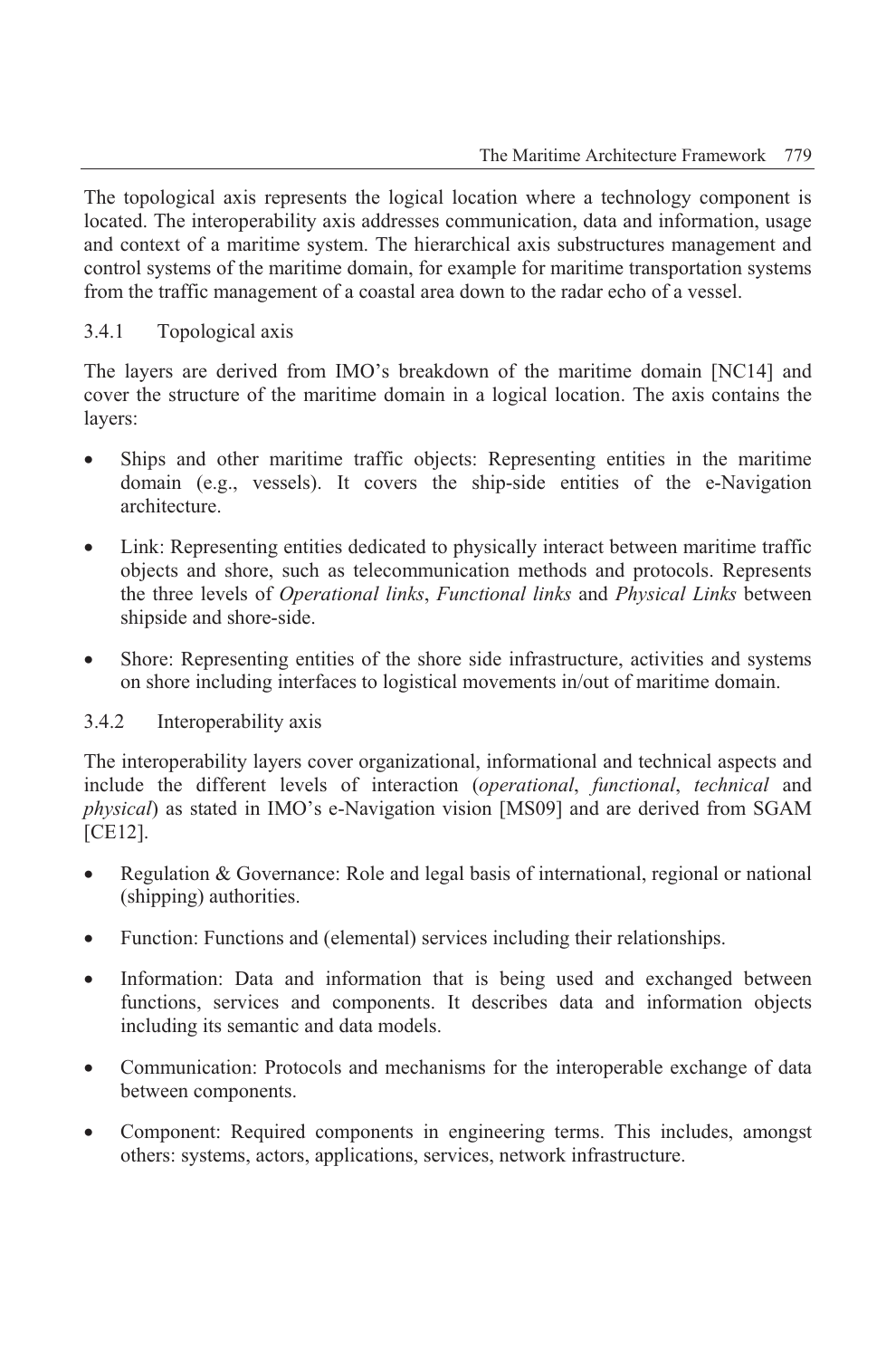The topological axis represents the logical location where a technology component is located. The interoperability axis addresses communication, data and information, usage and context of a maritime system. The hierarchical axis substructures management and control systems of the maritime domain, for example for maritime transportation systems from the traffic management of a coastal area down to the radar echo of a vessel.

### 3.4.1 Topological axis

The layers are derived from IMO's breakdown of the maritime domain [NC14] and cover the structure of the maritime domain in a logical location. The axis contains the layers:

- Ships and other maritime traffic objects: Representing entities in the maritime domain (e.g., vessels). It covers the ship-side entities of the e-Navigation architecture.
- Link: Representing entities dedicated to physically interact between maritime traffic objects and shore, such as telecommunication methods and protocols. Represents the three levels of *Operational links*, *Functional links* and *Physical Links* between shipside and shore-side.
- Shore: Representing entities of the shore side infrastructure, activities and systems on shore including interfaces to logistical movements in/out of maritime domain.

### 3.4.2 Interoperability axis

The interoperability layers cover organizational, informational and technical aspects and include the different levels of interaction (*operational*, *functional*, *technical* and *physical*) as stated in IMO's e-Navigation vision [MS09] and are derived from SGAM [CE12].

- Regulation & Governance: Role and legal basis of international, regional or national (shipping) authorities.
- Function: Functions and (elemental) services including their relationships.
- Information: Data and information that is being used and exchanged between functions, services and components. It describes data and information objects including its semantic and data models.
- Communication: Protocols and mechanisms for the interoperable exchange of data between components.
- Component: Required components in engineering terms. This includes, amongst others: systems, actors, applications, services, network infrastructure.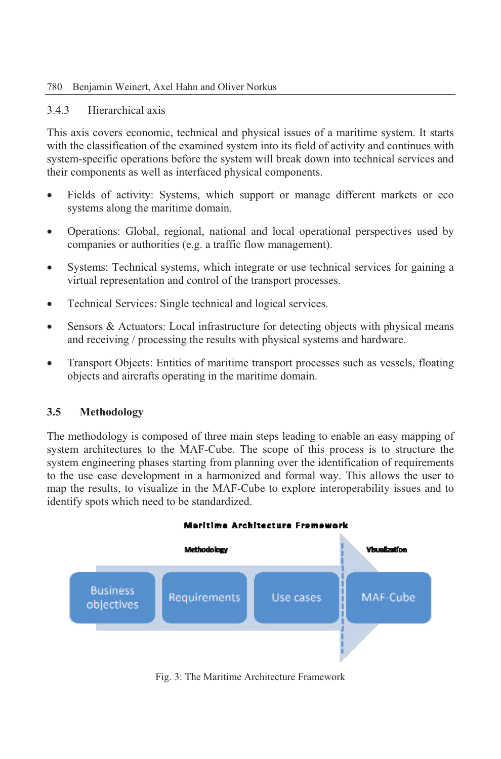### 3.4.3 Hierarchical axis

This axis covers economic, technical and physical issues of a maritime system. It starts with the classification of the examined system into its field of activity and continues with system-specific operations before the system will break down into technical services and their components as well as interfaced physical components.

- Fields of activity: Systems, which support or manage different markets or eco systems along the maritime domain.
- Operations: Global, regional, national and local operational perspectives used by companies or authorities (e.g. a traffic flow management).
- Systems: Technical systems, which integrate or use technical services for gaining a virtual representation and control of the transport processes.
- Technical Services: Single technical and logical services.
- Sensors & Actuators: Local infrastructure for detecting objects with physical means and receiving / processing the results with physical systems and hardware.
- Transport Objects: Entities of maritime transport processes such as vessels, floating objects and aircrafts operating in the maritime domain.

## 3.5 Methodology

The methodology is composed of three main steps leading to enable an easy mapping of system architectures to the MAF-Cube. The scope of this process is to structure the system engineering phases starting from planning over the identification of requirements to the use case development in a harmonized and formal way. This allows the user to map the results, to visualize in the MAF-Cube to explore interoperability issues and to identify spots which need to be standardized.

**Maritime Architecture Framework**

Methodology: Business objectives → Requirements → Use cases | Visualization: MAF-Cube

Fig. 3: The Maritime Architecture Framework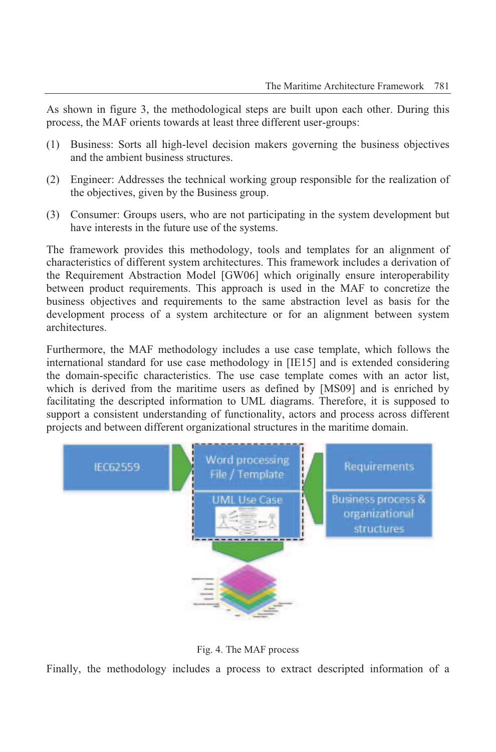As shown in figure 3, the methodological steps are built upon each other. During this process, the MAF orients towards at least three different user-groups:

(1) Business: Sorts all high-level decision makers governing the business objectives and the ambient business structures.

(2) Engineer: Addresses the technical working group responsible for the realization of the objectives, given by the Business group.

(3) Consumer: Groups users, who are not participating in the system development but have interests in the future use of the systems.

The framework provides this methodology, tools and templates for an alignment of characteristics of different system architectures. This framework includes a derivation of the Requirement Abstraction Model [GW06] which originally ensure interoperability between product requirements. This approach is used in the MAF to concretize the business objectives and requirements to the same abstraction level as basis for the development process of a system architecture or for an alignment between system architectures.

Furthermore, the MAF methodology includes a use case template, which follows the international standard for use case methodology in [IE15] and is extended considering the domain-specific characteristics. The use case template comes with an actor list, which is derived from the maritime users as defined by [MS09] and is enriched by facilitating the descripted information to UML diagrams. Therefore, it is supposed to support a consistent understanding of functionality, actors and process across different projects and between different organizational structures in the maritime domain.

Fig. 4. The MAF process

Finally, the methodology includes a process to extract descripted information of a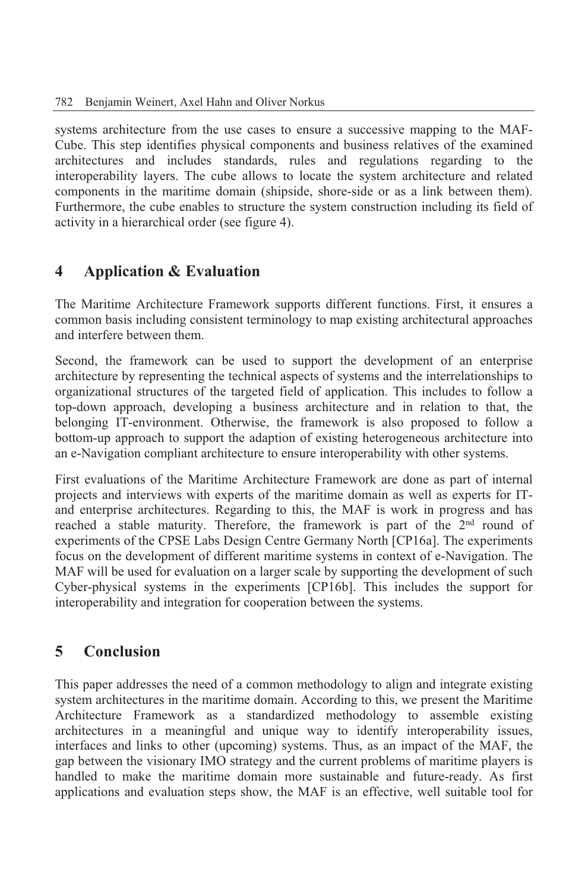systems architecture from the use cases to ensure a successive mapping to the MAF-Cube. This step identifies physical components and business relatives of the examined architectures and includes standards, rules and regulations regarding to the interoperability layers. The cube allows to locate the system architecture and related components in the maritime domain (shipside, shore-side or as a link between them). Furthermore, the cube enables to structure the system construction including its field of activity in a hierarchical order (see figure 4).

## 4 Application & Evaluation

The Maritime Architecture Framework supports different functions. First, it ensures a common basis including consistent terminology to map existing architectural approaches and interfere between them.

Second, the framework can be used to support the development of an enterprise architecture by representing the technical aspects of systems and the interrelationships to organizational structures of the targeted field of application. This includes to follow a top-down approach, developing a business architecture and in relation to that, the belonging IT-environment. Otherwise, the framework is also proposed to follow a bottom-up approach to support the adaption of existing heterogeneous architecture into an e-Navigation compliant architecture to ensure interoperability with other systems.

First evaluations of the Maritime Architecture Framework are done as part of internal projects and interviews with experts of the maritime domain as well as experts for IT- and enterprise architectures. Regarding to this, the MAF is work in progress and has reached a stable maturity. Therefore, the framework is part of the 2nd round of experiments of the CPSE Labs Design Centre Germany North [CP16a]. The experiments focus on the development of different maritime systems in context of e-Navigation. The MAF will be used for evaluation on a larger scale by supporting the development of such Cyber-physical systems in the experiments [CP16b]. This includes the support for interoperability and integration for cooperation between the systems.

## 5 Conclusion

This paper addresses the need of a common methodology to align and integrate existing system architectures in the maritime domain. According to this, we present the Maritime Architecture Framework as a standardized methodology to assemble existing architectures in a meaningful and unique way to identify interoperability issues, interfaces and links to other (upcoming) systems. Thus, as an impact of the MAF, the gap between the visionary IMO strategy and the current problems of maritime players is handled to make the maritime domain more sustainable and future-ready. As first applications and evaluation steps show, the MAF is an effective, well suitable tool for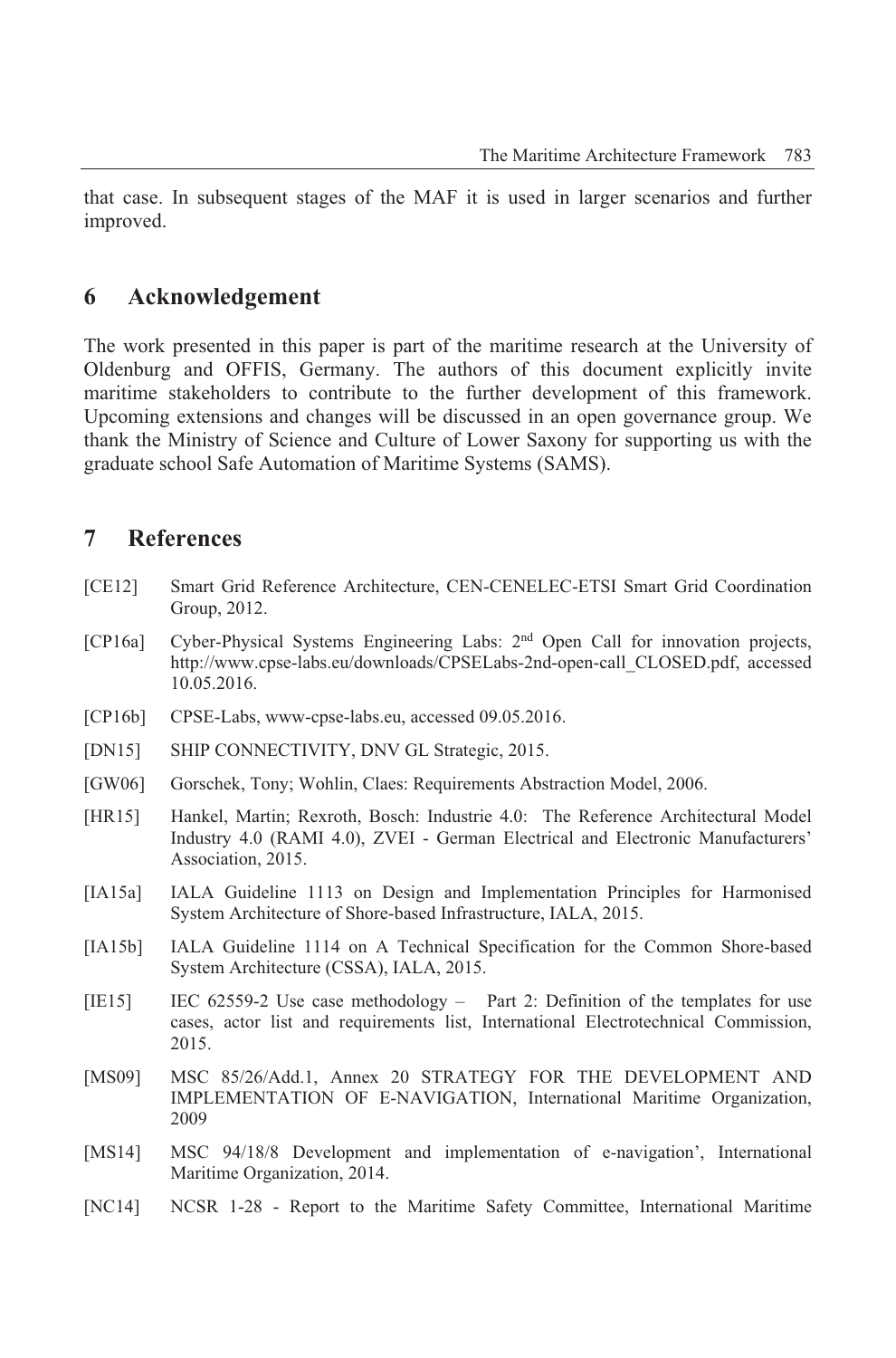that case. In subsequent stages of the MAF it is used in larger scenarios and further improved.

## 6 Acknowledgement

The work presented in this paper is part of the maritime research at the University of Oldenburg and OFFIS, Germany. The authors of this document explicitly invite maritime stakeholders to contribute to the further development of this framework. Upcoming extensions and changes will be discussed in an open governance group. We thank the Ministry of Science and Culture of Lower Saxony for supporting us with the graduate school Safe Automation of Maritime Systems (SAMS).

## 7 References

[CE12] Smart Grid Reference Architecture, CEN-CENELEC-ETSI Smart Grid Coordination Group, 2012.

[CP16a] Cyber-Physical Systems Engineering Labs: 2nd Open Call for innovation projects, http://www.cpse-labs.eu/downloads/CPSELabs-2nd-open-call_CLOSED.pdf, accessed 10.05.2016.

[CP16b] CPSE-Labs, www-cpse-labs.eu, accessed 09.05.2016.

[DN15] SHIP CONNECTIVITY, DNV GL Strategic, 2015.

[GW06] Gorschek, Tony; Wohlin, Claes: Requirements Abstraction Model, 2006.

[HR15] Hankel, Martin; Rexroth, Bosch: Industrie 4.0: The Reference Architectural Model Industry 4.0 (RAMI 4.0), ZVEI - German Electrical and Electronic Manufacturers' Association, 2015.

[IA15a] IALA Guideline 1113 on Design and Implementation Principles for Harmonised System Architecture of Shore-based Infrastructure, IALA, 2015.

[IA15b] IALA Guideline 1114 on A Technical Specification for the Common Shore-based System Architecture (CSSA), IALA, 2015.

[IE15] IEC 62559-2 Use case methodology – Part 2: Definition of the templates for use cases, actor list and requirements list, International Electrotechnical Commission, 2015.

[MS09] MSC 85/26/Add.1, Annex 20 STRATEGY FOR THE DEVELOPMENT AND IMPLEMENTATION OF E-NAVIGATION, International Maritime Organization, 2009

[MS14] MSC 94/18/8 Development and implementation of e-navigation', International Maritime Organization, 2014.

[NC14] NCSR 1-28 - Report to the Maritime Safety Committee, International Maritime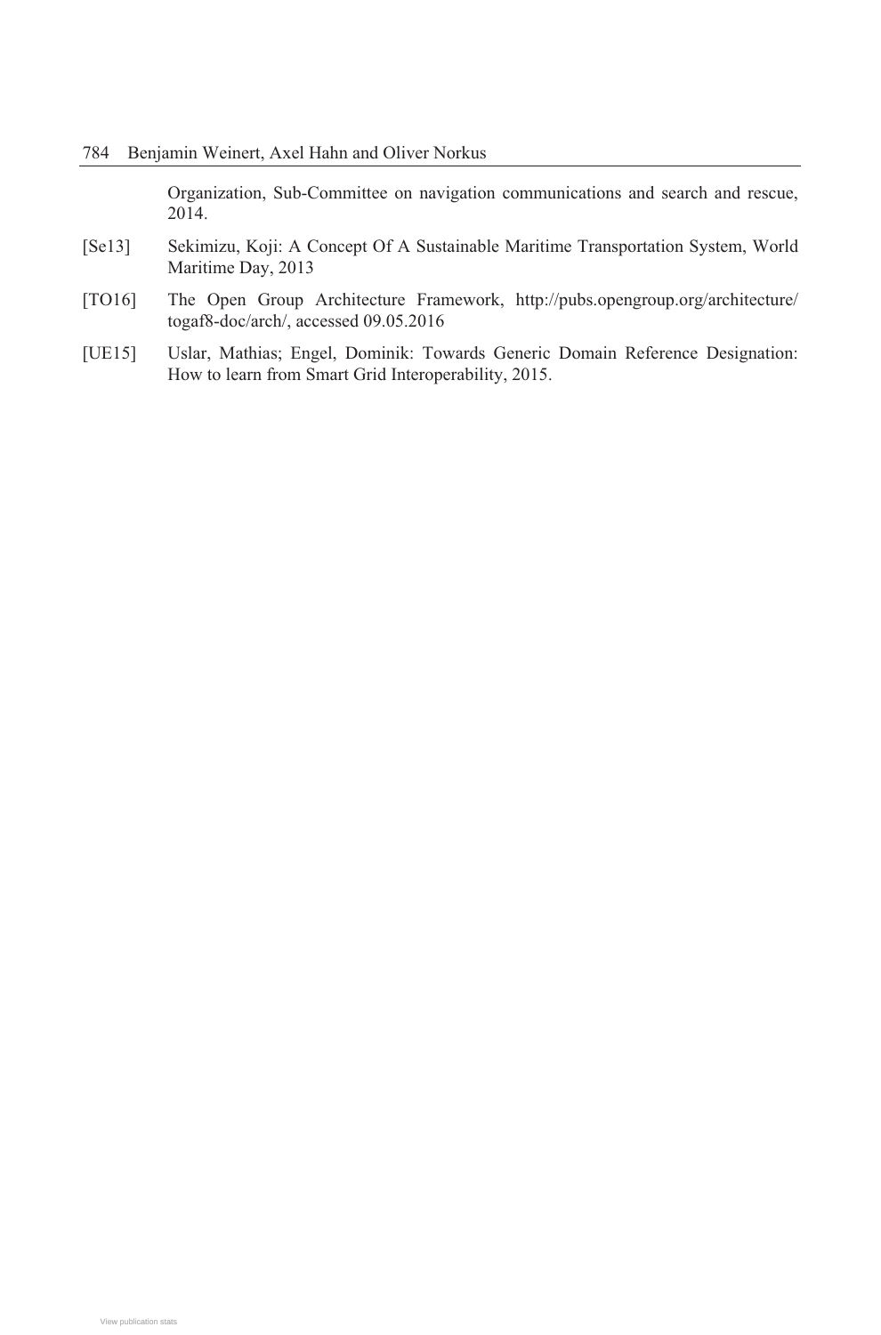Organization, Sub-Committee on navigation communications and search and rescue, 2014.

[Se13] Sekimizu, Koji: A Concept Of A Sustainable Maritime Transportation System, World Maritime Day, 2013

[TO16] The Open Group Architecture Framework, http://pubs.opengroup.org/architecture/togaf8-doc/arch/, accessed 09.05.2016

[UE15] Uslar, Mathias; Engel, Dominik: Towards Generic Domain Reference Designation: How to learn from Smart Grid Interoperability, 2015.